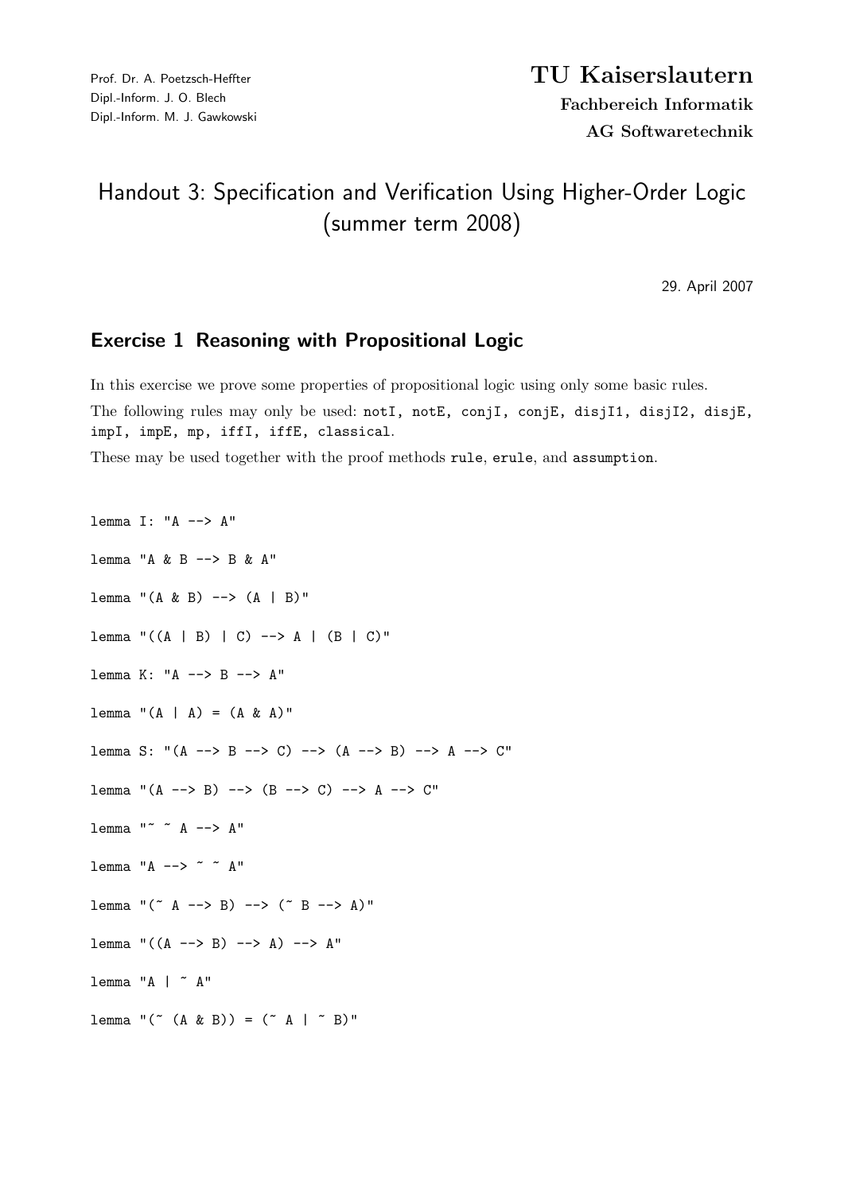Prof. Dr. A. Poetzsch-Heffter
Dipl.-Inform. J. O. Blech
Dipl.-Inform. M. J. Gawkowski

**TU Kaiserslautern**
**Fachbereich Informatik**
**AG Softwaretechnik**

# Handout 3: Specification and Verification Using Higher-Order Logic (summer term 2008)

29. April 2007

## Exercise 1 Reasoning with Propositional Logic

In this exercise we prove some properties of propositional logic using only some basic rules.

The following rules may only be used: `notI, notE, conjI, conjE, disjI1, disjI2, disjE, impI, impE, mp, iffI, iffE, classical`.

These may be used together with the proof methods `rule`, `erule`, and `assumption`.

```
lemma I: "A --> A"

lemma "A & B --> B & A"

lemma "(A & B) --> (A | B)"

lemma "((A | B) | C) --> A | (B | C)"

lemma K: "A --> B --> A"

lemma "(A | A) = (A & A)"

lemma S: "(A --> B --> C) --> (A --> B) --> A --> C"

lemma "(A --> B) --> (B --> C) --> A --> C"

lemma "~ ~ A --> A"

lemma "A --> ~ ~ A"

lemma "(~ A --> B) --> (~ B --> A)"

lemma "((A --> B) --> A) --> A"

lemma "A | ~ A"

lemma "(~ (A & B)) = (~ A | ~ B)"
```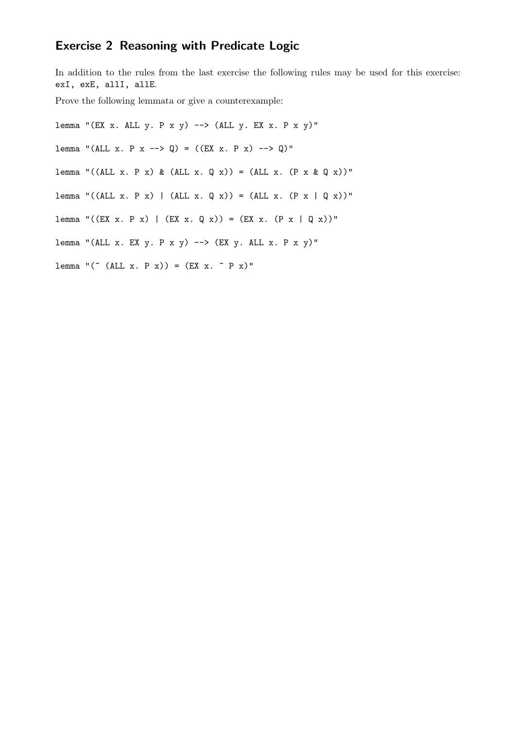## Exercise 2 Reasoning with Predicate Logic

In addition to the rules from the last exercise the following rules may be used for this exercise: `exI, exE, allI, allE`.

Prove the following lemmata or give a counterexample:

```
lemma "(EX x. ALL y. P x y) --> (ALL y. EX x. P x y)"

lemma "(ALL x. P x --> Q) = ((EX x. P x) --> Q)"

lemma "((ALL x. P x) & (ALL x. Q x)) = (ALL x. (P x & Q x))"

lemma "((ALL x. P x) | (ALL x. Q x)) = (ALL x. (P x | Q x))"

lemma "((EX x. P x) | (EX x. Q x)) = (EX x. (P x | Q x))"

lemma "(ALL x. EX y. P x y) --> (EX y. ALL x. P x y)"

lemma "(~ (ALL x. P x)) = (EX x. ~ P x)"
```